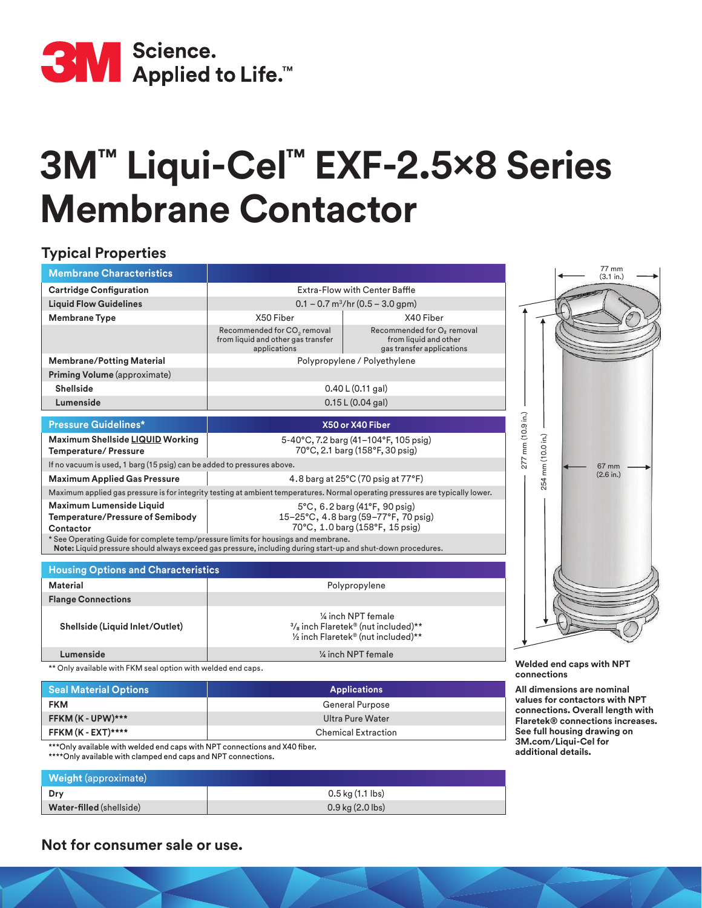3M Science. Applied to Life.™

# 3M™ Liqui-Cel™ EXF-2.5×8 Series Membrane Contactor

## Typical Properties

| Membrane Characteristics | | |
|---|---|---|
| **Cartridge Configuration** | Extra-Flow with Center Baffle | |
| **Liquid Flow Guidelines** | 0.1 – 0.7 m³/hr (0.5 – 3.0 gpm) | |
| **Membrane Type** | X50 Fiber | X40 Fiber |
| | Recommended for $CO_2$ removal from liquid and other gas transfer applications | Recommended for $O_2$ removal from liquid and other gas transfer applications |
| **Membrane/Potting Material** | Polypropylene / Polyethylene | |
| **Priming Volume** (approximate) | | |
| **Shellside** | 0.40 L (0.11 gal) | |
| **Lumenside** | 0.15 L (0.04 gal) | |

| Pressure Guidelines* | X50 or X40 Fiber |
|---|---|
| **Maximum Shellside LIQUID Working Temperature/ Pressure** | 5-40°C, 7.2 barg (41–104°F, 105 psig)<br>70°C, 2.1 barg (158°F, 30 psig) |
| If no vacuum is used, 1 barg (15 psig) can be added to pressures above. | |
| **Maximum Applied Gas Pressure** | 4.8 barg at 25°C (70 psig at 77°F) |
| Maximum applied gas pressure is for integrity testing at ambient temperatures. Normal operating pressures are typically lower. | |
| **Maximum Lumenside Liquid Temperature/Pressure of Semibody Contactor** | 5°C, 6.2 barg (41°F, 90 psig)<br>15–25°C, 4.8 barg (59–77°F, 70 psig)<br>70°C, 1.0 barg (158°F, 15 psig) |

\* See Operating Guide for complete temp/pressure limits for housings and membrane.
**Note:** Liquid pressure should always exceed gas pressure, including during start-up and shut-down procedures.

| Housing Options and Characteristics | |
|---|---|
| **Material** | Polypropylene |
| **Flange Connections** | |
| **Shellside (Liquid Inlet/Outlet)** | ¼ inch NPT female<br>3/8 inch Flaretek® (nut included)**<br>½ inch Flaretek® (nut included)** |
| **Lumenside** | ¼ inch NPT female |

** Only available with FKM seal option with welded end caps.

| Seal Material Options | Applications |
|---|---|
| **FKM** | General Purpose |
| **FFKM (K - UPW)***** | Ultra Pure Water |
| **FFKM (K - EXT)****** | Chemical Extraction |

***Only available with welded end caps with NPT connections and X40 fiber.
****Only available with clamped end caps and NPT connections.

| Weight (approximate) | |
|---|---|
| **Dry** | 0.5 kg (1.1 lbs) |
| **Water-filled** (shellside) | 0.9 kg (2.0 lbs) |

77 mm (3.1 in.)
277 mm (10.9 in.)
254 mm (10.0 in.)
67 mm (2.6 in.)

**Welded end caps with NPT connections**

**All dimensions are nominal values for contactors with NPT connections. Overall length with Flaretek® connections increases. See full housing drawing on 3M.com/Liqui-Cel for additional details.**

**Not for consumer sale or use.**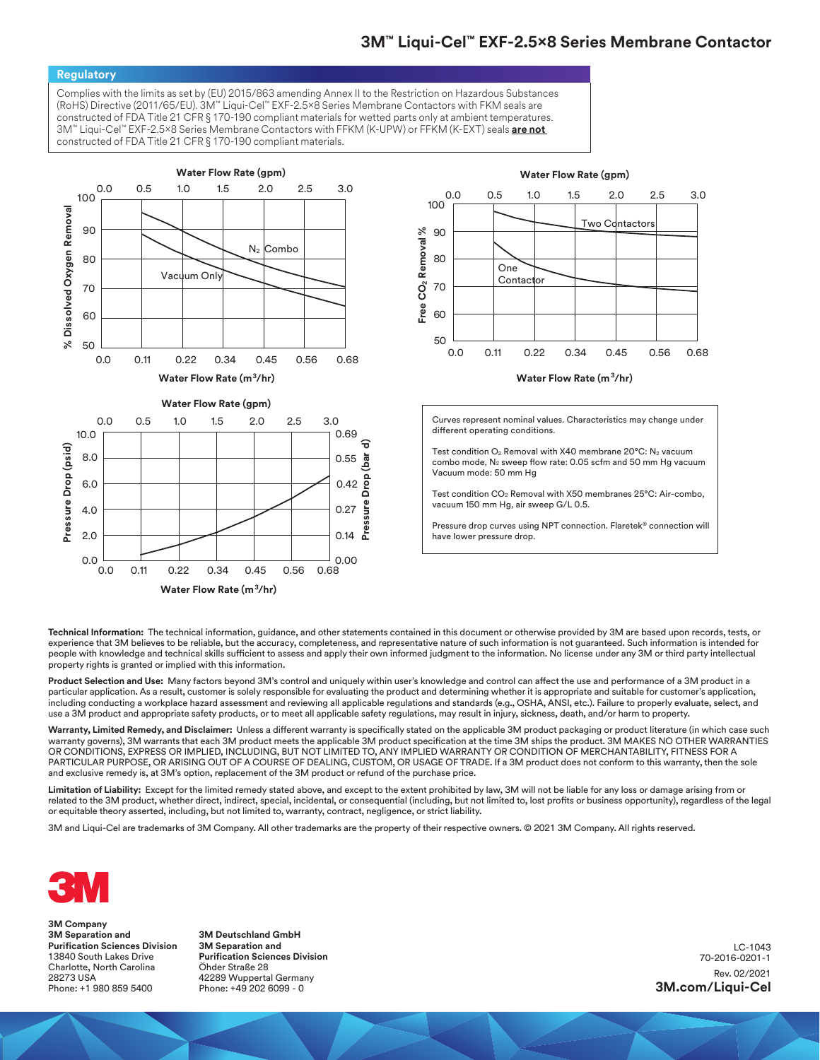## Regulatory

Complies with the limits as set by (EU) 2015/863 amending Annex II to the Restriction on Hazardous Substances (RoHS) Directive (2011/65/EU). 3M™ Liqui-Cel™ EXF-2.5×8 Series Membrane Contactors with FKM seals are constructed of FDA Title 21 CFR § 170-190 compliant materials for wetted parts only at ambient temperatures. 3M™ Liqui-Cel™ EXF-2.5×8 Series Membrane Contactors with FFKM (K-UPW) or FFKM (K-EXT) seals **are not** constructed of FDA Title 21 CFR § 170-190 compliant materials.

Water Flow Rate (gpm)
0.0 0.5 1.0 1.5 2.0 2.5 3.0
% Dissolved Oxygen Removal
100 90 80 70 60 50
$N_2$ Combo
Vacuum Only
0.0 0.11 0.22 0.34 0.45 0.56 0.68
Water Flow Rate ($m^3$/hr)

Water Flow Rate (gpm)
0.0 0.5 1.0 1.5 2.0 2.5 3.0
Free $CO_2$ Removal %
100 90 80 70 60 50
Two Contactors
One Contactor
0.0 0.11 0.22 0.34 0.45 0.56 0.68
Water Flow Rate ($m^3$/hr)

Water Flow Rate (gpm)
0.0 0.5 1.0 1.5 2.0 2.5 3.0
Pressure Drop (psid)
10.0 8.0 6.0 4.0 2.0 0.0
Pressure Drop (bar d)
0.69 0.55 0.42 0.27 0.14 0.00
0.0 0.11 0.22 0.34 0.45 0.56 0.68
Water Flow Rate ($m^3$/hr)

Curves represent nominal values. Characteristics may change under different operating conditions.

Test condition $O_2$ Removal with X40 membrane 20°C: $N_2$ vacuum combo mode, $N_2$ sweep flow rate: 0.05 scfm and 50 mm Hg vacuum
Vacuum mode: 50 mm Hg

Test condition $CO_2$ Removal with X50 membranes 25°C: Air-combo, vacuum 150 mm Hg, air sweep G/L 0.5.

Pressure drop curves using NPT connection. Flaretek® connection will have lower pressure drop.

**Technical Information:** The technical information, guidance, and other statements contained in this document or otherwise provided by 3M are based upon records, tests, or experience that 3M believes to be reliable, but the accuracy, completeness, and representative nature of such information is not guaranteed. Such information is intended for people with knowledge and technical skills sufficient to assess and apply their own informed judgment to the information. No license under any 3M or third party intellectual property rights is granted or implied with this information.

**Product Selection and Use:** Many factors beyond 3M's control and uniquely within user's knowledge and control can affect the use and performance of a 3M product in a particular application. As a result, customer is solely responsible for evaluating the product and determining whether it is appropriate and suitable for customer's application, including conducting a workplace hazard assessment and reviewing all applicable regulations and standards (e.g., OSHA, ANSI, etc.). Failure to properly evaluate, select, and use a 3M product and appropriate safety products, or to meet all applicable safety regulations, may result in injury, sickness, death, and/or harm to property.

**Warranty, Limited Remedy, and Disclaimer:** Unless a different warranty is specifically stated on the applicable 3M product packaging or product literature (in which case such warranty governs), 3M warrants that each 3M product meets the applicable 3M product specification at the time 3M ships the product. 3M MAKES NO OTHER WARRANTIES OR CONDITIONS, EXPRESS OR IMPLIED, INCLUDING, BUT NOT LIMITED TO, ANY IMPLIED WARRANTY OR CONDITION OF MERCHANTABILITY, FITNESS FOR A PARTICULAR PURPOSE, OR ARISING OUT OF A COURSE OF DEALING, CUSTOM, OR USAGE OF TRADE. If a 3M product does not conform to this warranty, then the sole and exclusive remedy is, at 3M's option, replacement of the 3M product or refund of the purchase price.

**Limitation of Liability:** Except for the limited remedy stated above, and except to the extent prohibited by law, 3M will not be liable for any loss or damage arising from or related to the 3M product, whether direct, indirect, special, incidental, or consequential (including, but not limited to, lost profits or business opportunity), regardless of the legal or equitable theory asserted, including, but not limited to, warranty, contract, negligence, or strict liability.

3M and Liqui-Cel are trademarks of 3M Company. All other trademarks are the property of their respective owners. © 2021 3M Company. All rights reserved.

**3M Company**
**3M Separation and Purification Sciences Division**
13840 South Lakes Drive
Charlotte, North Carolina
28273 USA
Phone: +1 980 859 5400

**3M Deutschland GmbH**
**3M Separation and Purification Sciences Division**
Öhder Straße 28
42289 Wuppertal Germany
Phone: +49 202 6099 - 0

LC-1043
70-2016-0201-1
Rev. 02/2021
**3M.com/Liqui-Cel**